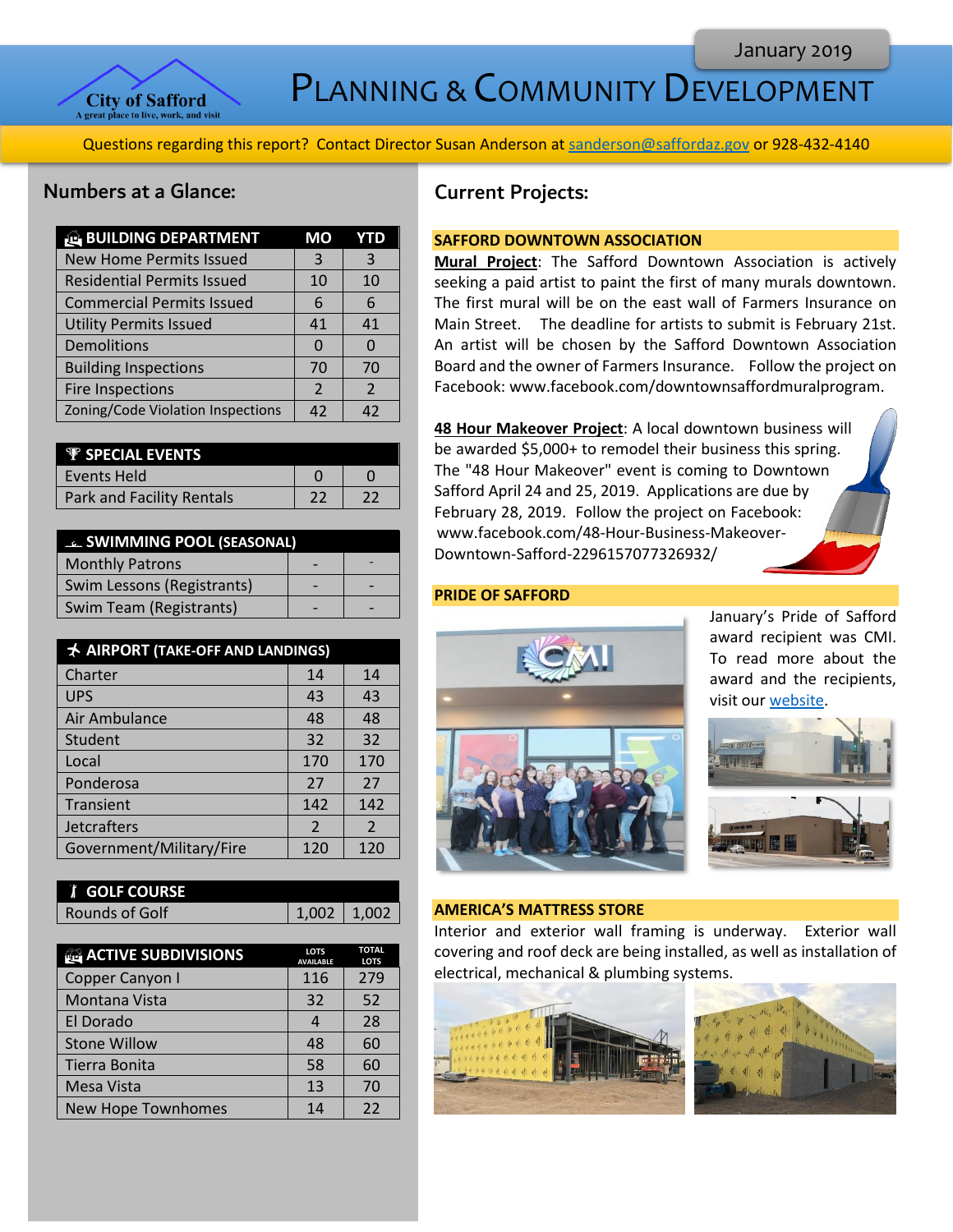January 2019

# Planning & Community Development

City of Safford — A great place to live, work, and visit

Questions regarding this report? Contact Director Susan Anderson at sanderson@saffordaz.gov or 928-432-4140

## Numbers at a Glance:

| BUILDING DEPARTMENT | MO | YTD |
|---|---|---|
| New Home Permits Issued | 3 | 3 |
| Residential Permits Issued | 10 | 10 |
| Commercial Permits Issued | 6 | 6 |
| Utility Permits Issued | 41 | 41 |
| Demolitions | 0 | 0 |
| Building Inspections | 70 | 70 |
| Fire Inspections | 2 | 2 |
| Zoning/Code Violation Inspections | 42 | 42 |

| SPECIAL EVENTS | | |
|---|---|---|
| Events Held | 0 | 0 |
| Park and Facility Rentals | 22 | 22 |

| SWIMMING POOL (SEASONAL) | | |
|---|---|---|
| Monthly Patrons | - | - |
| Swim Lessons (Registrants) | - | - |
| Swim Team (Registrants) | - | - |

| AIRPORT (TAKE-OFF AND LANDINGS) | | |
|---|---|---|
| Charter | 14 | 14 |
| UPS | 43 | 43 |
| Air Ambulance | 48 | 48 |
| Student | 32 | 32 |
| Local | 170 | 170 |
| Ponderosa | 27 | 27 |
| Transient | 142 | 142 |
| Jetcrafters | 2 | 2 |
| Government/Military/Fire | 120 | 120 |

| GOLF COURSE | | |
|---|---|---|
| Rounds of Golf | 1,002 | 1,002 |

| ACTIVE SUBDIVISIONS | LOTS AVAILABLE | TOTAL LOTS |
|---|---|---|
| Copper Canyon I | 116 | 279 |
| Montana Vista | 32 | 52 |
| El Dorado | 4 | 28 |
| Stone Willow | 48 | 60 |
| Tierra Bonita | 58 | 60 |
| Mesa Vista | 13 | 70 |
| New Hope Townhomes | 14 | 22 |

## Current Projects:

### SAFFORD DOWNTOWN ASSOCIATION

**Mural Project**: The Safford Downtown Association is actively seeking a paid artist to paint the first of many murals downtown. The first mural will be on the east wall of Farmers Insurance on Main Street. The deadline for artists to submit is February 21st. An artist will be chosen by the Safford Downtown Association Board and the owner of Farmers Insurance. Follow the project on Facebook: www.facebook.com/downtownsaffordmuralprogram.

**48 Hour Makeover Project**: A local downtown business will be awarded $5,000+ to remodel their business this spring. The "48 Hour Makeover" event is coming to Downtown Safford April 24 and 25, 2019. Applications are due by February 28, 2019. Follow the project on Facebook: www.facebook.com/48-Hour-Business-Makeover-Downtown-Safford-2296157077326932/

### PRIDE OF SAFFORD

January's Pride of Safford award recipient was CMI. To read more about the award and the recipients, visit our website.

### AMERICA'S MATTRESS STORE

Interior and exterior wall framing is underway. Exterior wall covering and roof deck are being installed, as well as installation of electrical, mechanical & plumbing systems.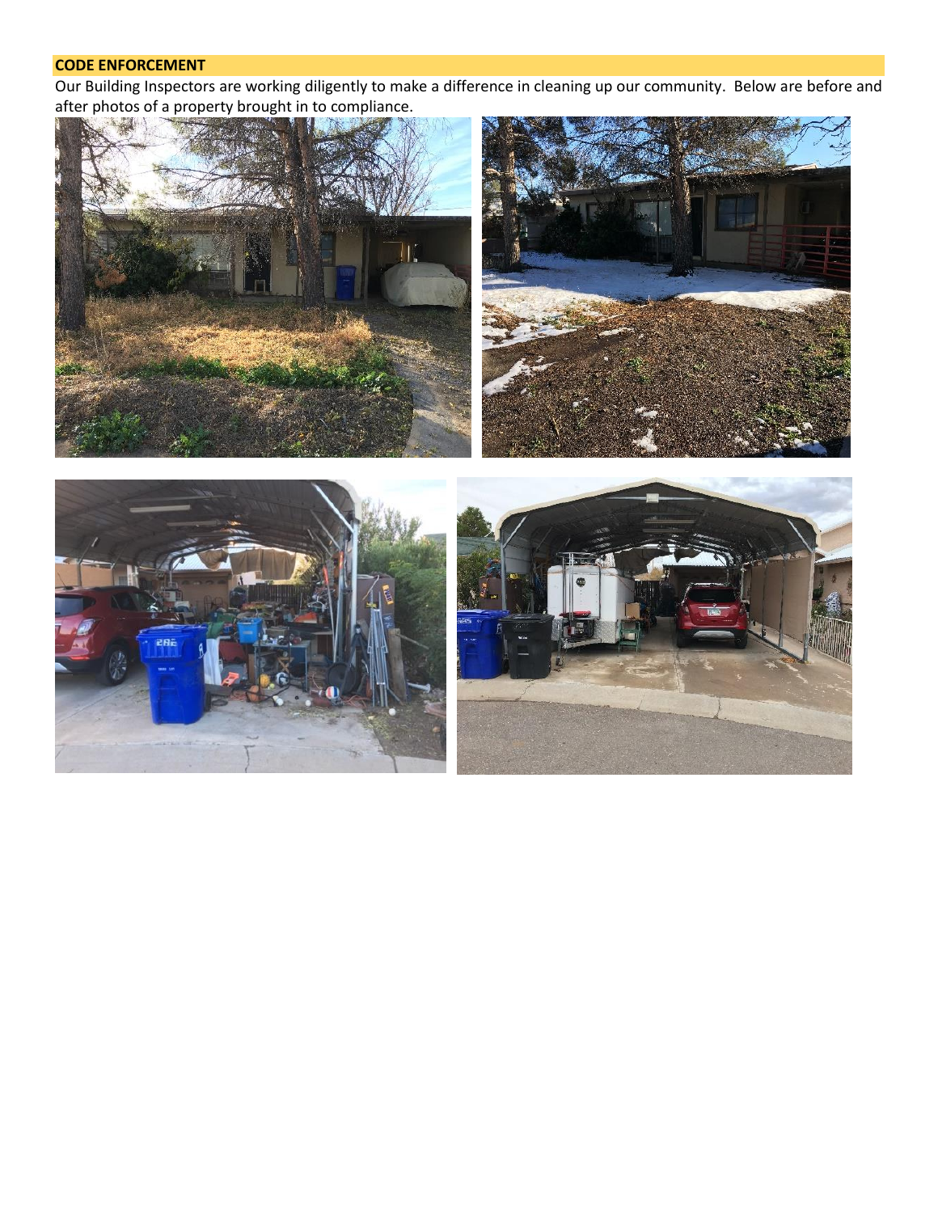**CODE ENFORCEMENT**

Our Building Inspectors are working diligently to make a difference in cleaning up our community. Below are before and after photos of a property brought in to compliance.